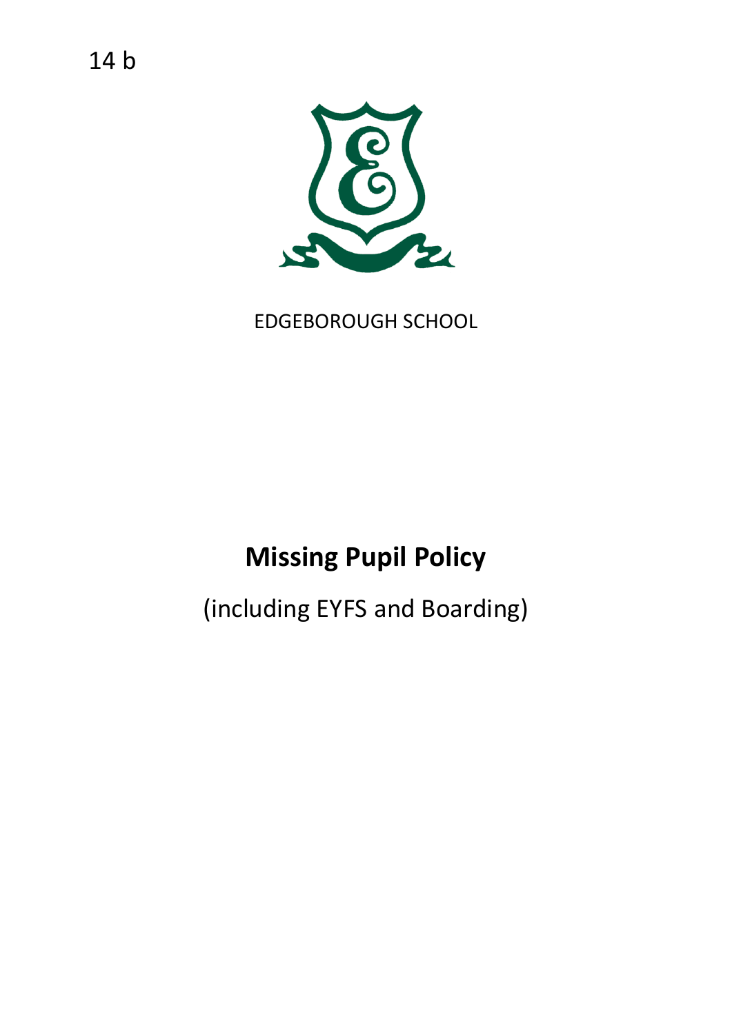14 b

EDGEBOROUGH SCHOOL

# Missing Pupil Policy

(including EYFS and Boarding)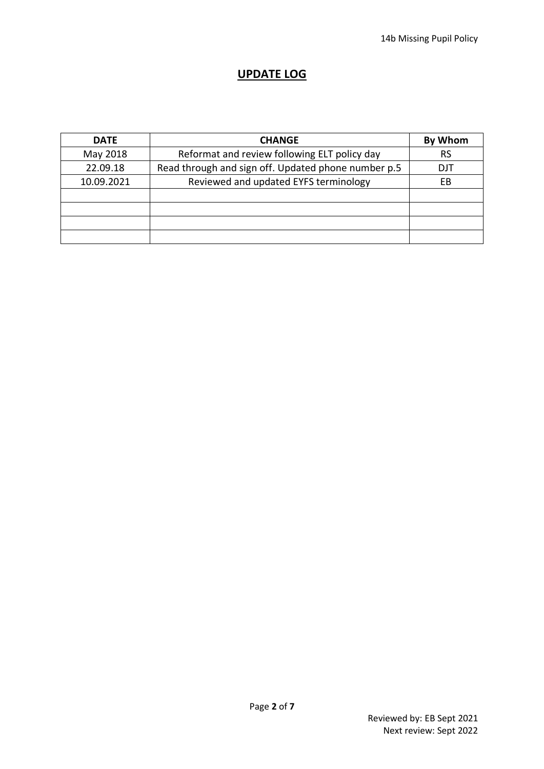## UPDATE LOG

| DATE | CHANGE | By Whom |
| --- | --- | --- |
| May 2018 | Reformat and review following ELT policy day | RS |
| 22.09.18 | Read through and sign off. Updated phone number p.5 | DJT |
| 10.09.2021 | Reviewed and updated EYFS terminology | EB |
| | | |
| | | |
| | | |
| | | |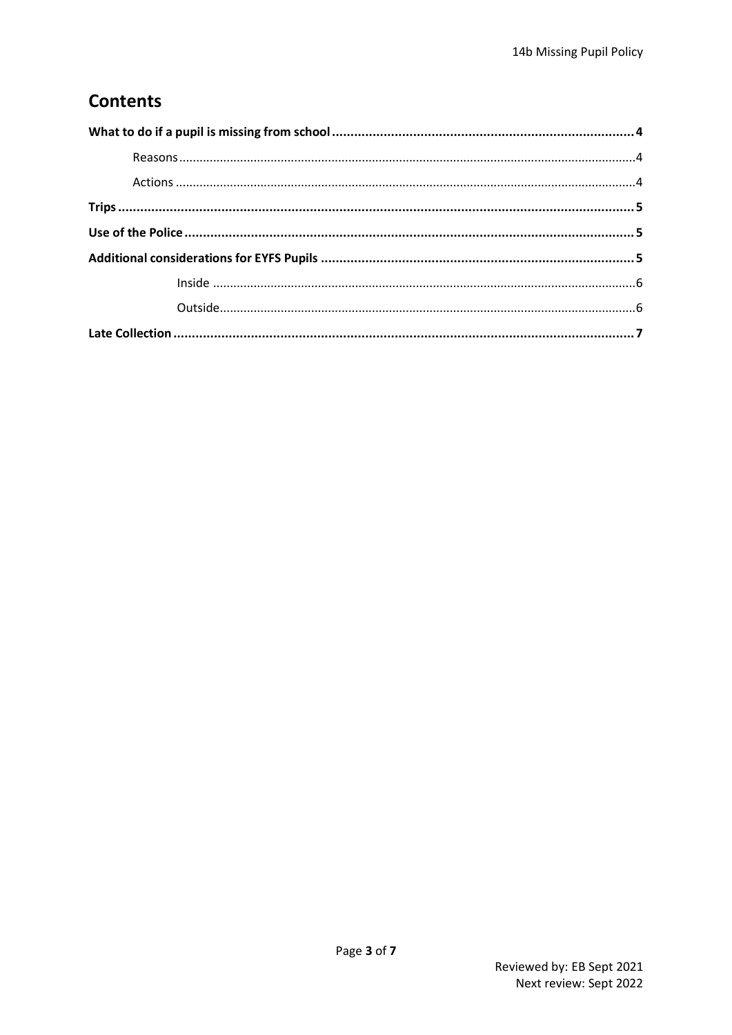## Contents

**What to do if a pupil is missing from school .......... 4**

- Reasons .......... 4
- Actions .......... 4

**Trips .......... 5**

**Use of the Police .......... 5**

**Additional considerations for EYFS Pupils .......... 5**

- Inside .......... 6
- Outside .......... 6

**Late Collection .......... 7**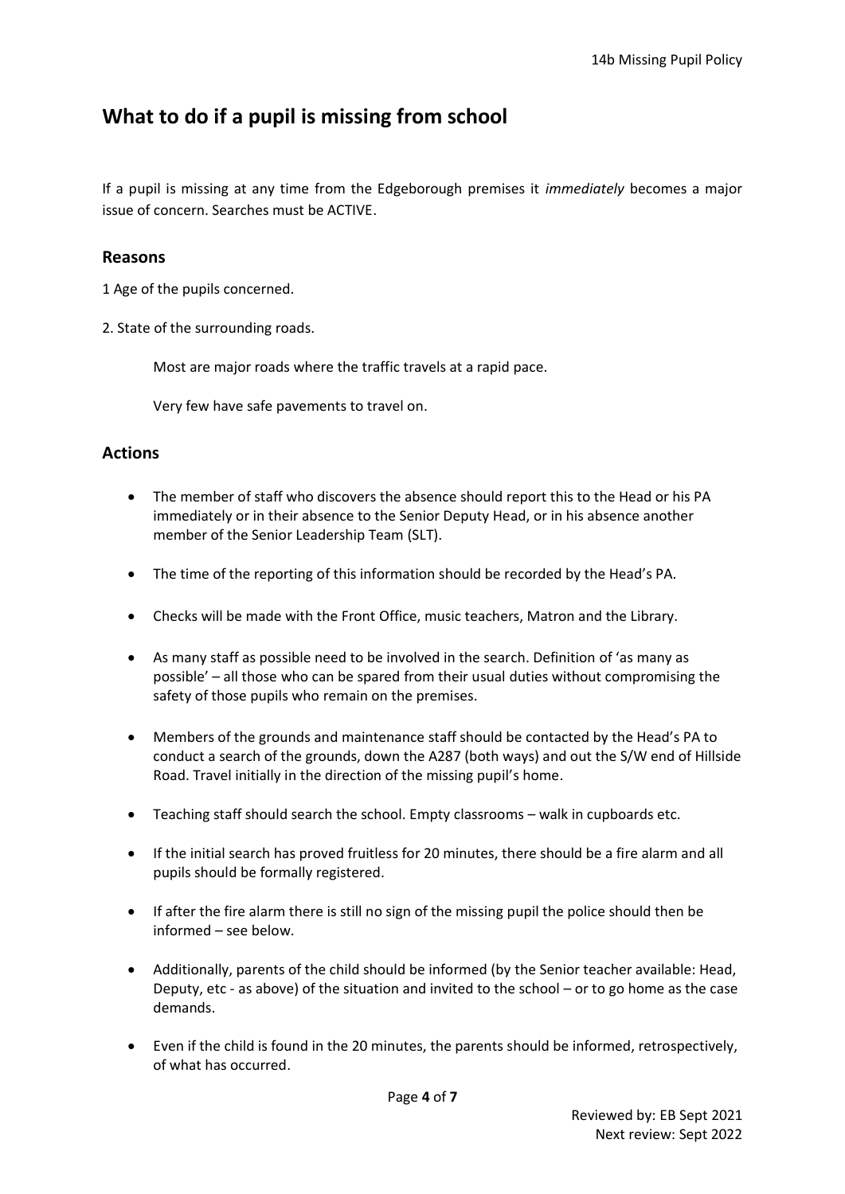# What to do if a pupil is missing from school

If a pupil is missing at any time from the Edgeborough premises it *immediately* becomes a major issue of concern. Searches must be ACTIVE.

## Reasons

1 Age of the pupils concerned.

2. State of the surrounding roads.

Most are major roads where the traffic travels at a rapid pace.

Very few have safe pavements to travel on.

## Actions

- The member of staff who discovers the absence should report this to the Head or his PA immediately or in their absence to the Senior Deputy Head, or in his absence another member of the Senior Leadership Team (SLT).
- The time of the reporting of this information should be recorded by the Head's PA.
- Checks will be made with the Front Office, music teachers, Matron and the Library.
- As many staff as possible need to be involved in the search. Definition of 'as many as possible' – all those who can be spared from their usual duties without compromising the safety of those pupils who remain on the premises.
- Members of the grounds and maintenance staff should be contacted by the Head's PA to conduct a search of the grounds, down the A287 (both ways) and out the S/W end of Hillside Road. Travel initially in the direction of the missing pupil's home.
- Teaching staff should search the school. Empty classrooms – walk in cupboards etc.
- If the initial search has proved fruitless for 20 minutes, there should be a fire alarm and all pupils should be formally registered.
- If after the fire alarm there is still no sign of the missing pupil the police should then be informed – see below.
- Additionally, parents of the child should be informed (by the Senior teacher available: Head, Deputy, etc - as above) of the situation and invited to the school – or to go home as the case demands.
- Even if the child is found in the 20 minutes, the parents should be informed, retrospectively, of what has occurred.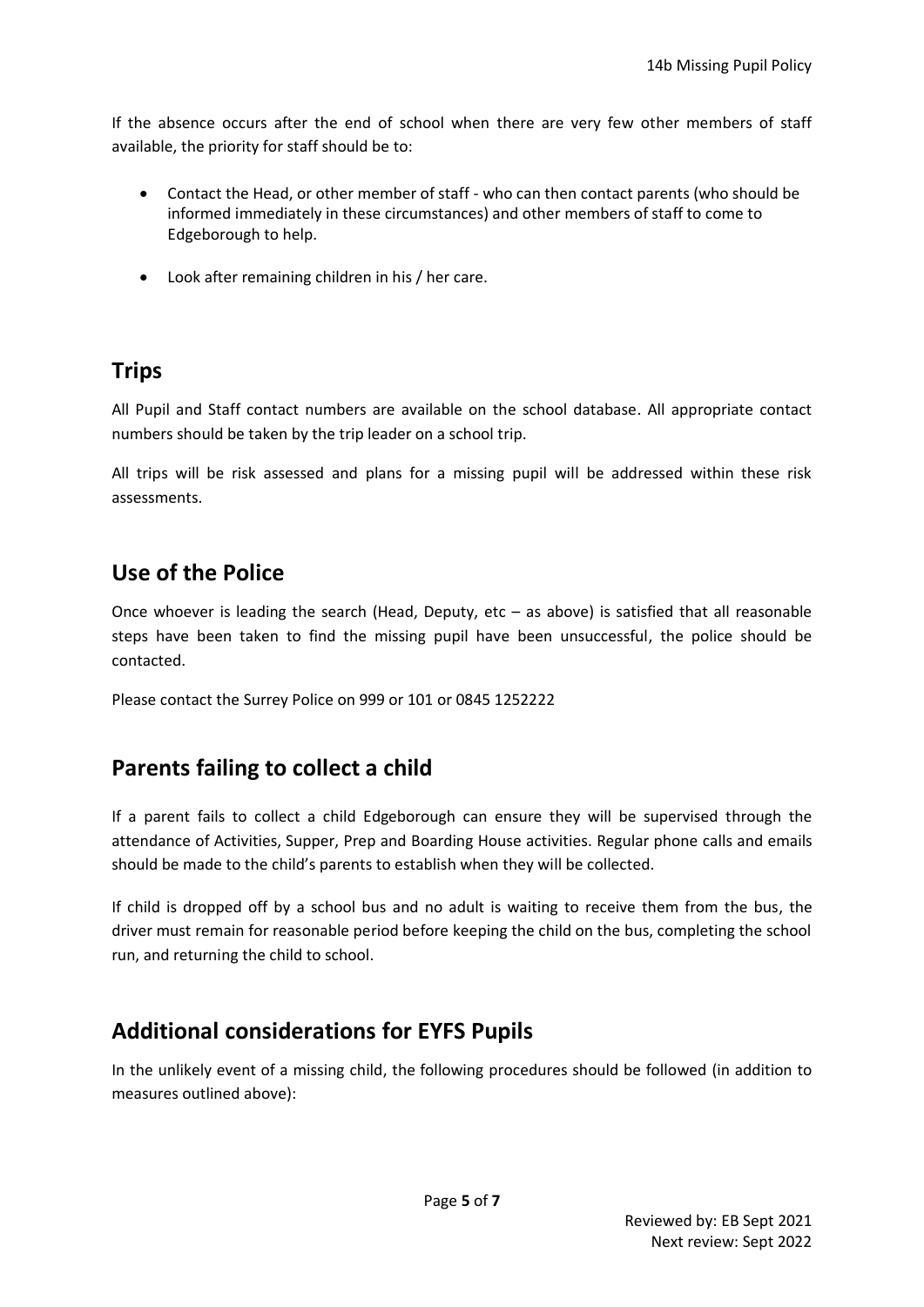If the absence occurs after the end of school when there are very few other members of staff available, the priority for staff should be to:

- Contact the Head, or other member of staff - who can then contact parents (who should be informed immediately in these circumstances) and other members of staff to come to Edgeborough to help.
- Look after remaining children in his / her care.

## Trips

All Pupil and Staff contact numbers are available on the school database. All appropriate contact numbers should be taken by the trip leader on a school trip.

All trips will be risk assessed and plans for a missing pupil will be addressed within these risk assessments.

## Use of the Police

Once whoever is leading the search (Head, Deputy, etc – as above) is satisfied that all reasonable steps have been taken to find the missing pupil have been unsuccessful, the police should be contacted.

Please contact the Surrey Police on 999 or 101 or 0845 1252222

## Parents failing to collect a child

If a parent fails to collect a child Edgeborough can ensure they will be supervised through the attendance of Activities, Supper, Prep and Boarding House activities. Regular phone calls and emails should be made to the child's parents to establish when they will be collected.

If child is dropped off by a school bus and no adult is waiting to receive them from the bus, the driver must remain for reasonable period before keeping the child on the bus, completing the school run, and returning the child to school.

## Additional considerations for EYFS Pupils

In the unlikely event of a missing child, the following procedures should be followed (in addition to measures outlined above):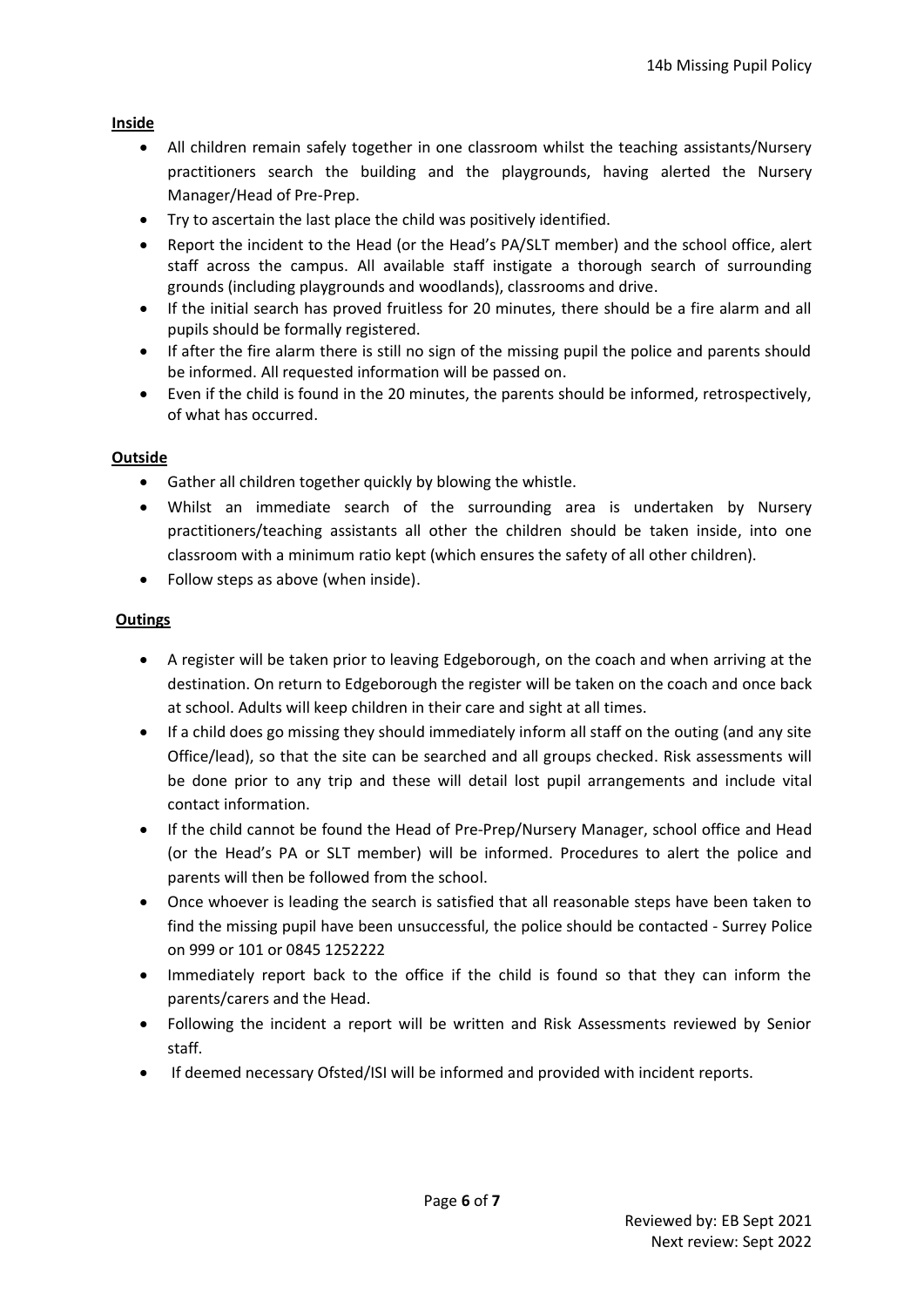**Inside**

- All children remain safely together in one classroom whilst the teaching assistants/Nursery practitioners search the building and the playgrounds, having alerted the Nursery Manager/Head of Pre-Prep.
- Try to ascertain the last place the child was positively identified.
- Report the incident to the Head (or the Head's PA/SLT member) and the school office, alert staff across the campus. All available staff instigate a thorough search of surrounding grounds (including playgrounds and woodlands), classrooms and drive.
- If the initial search has proved fruitless for 20 minutes, there should be a fire alarm and all pupils should be formally registered.
- If after the fire alarm there is still no sign of the missing pupil the police and parents should be informed. All requested information will be passed on.
- Even if the child is found in the 20 minutes, the parents should be informed, retrospectively, of what has occurred.

**Outside**

- Gather all children together quickly by blowing the whistle.
- Whilst an immediate search of the surrounding area is undertaken by Nursery practitioners/teaching assistants all other the children should be taken inside, into one classroom with a minimum ratio kept (which ensures the safety of all other children).
- Follow steps as above (when inside).

**Outings**

- A register will be taken prior to leaving Edgeborough, on the coach and when arriving at the destination. On return to Edgeborough the register will be taken on the coach and once back at school. Adults will keep children in their care and sight at all times.
- If a child does go missing they should immediately inform all staff on the outing (and any site Office/lead), so that the site can be searched and all groups checked. Risk assessments will be done prior to any trip and these will detail lost pupil arrangements and include vital contact information.
- If the child cannot be found the Head of Pre-Prep/Nursery Manager, school office and Head (or the Head's PA or SLT member) will be informed. Procedures to alert the police and parents will then be followed from the school.
- Once whoever is leading the search is satisfied that all reasonable steps have been taken to find the missing pupil have been unsuccessful, the police should be contacted - Surrey Police on 999 or 101 or 0845 1252222
- Immediately report back to the office if the child is found so that they can inform the parents/carers and the Head.
- Following the incident a report will be written and Risk Assessments reviewed by Senior staff.
- If deemed necessary Ofsted/ISI will be informed and provided with incident reports.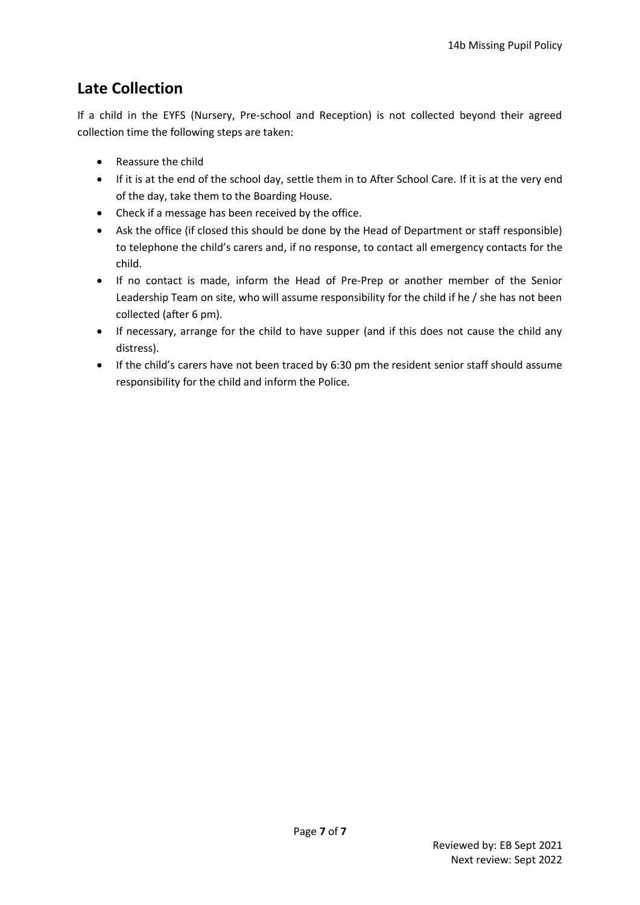## Late Collection

If a child in the EYFS (Nursery, Pre-school and Reception) is not collected beyond their agreed collection time the following steps are taken:

- Reassure the child
- If it is at the end of the school day, settle them in to After School Care. If it is at the very end of the day, take them to the Boarding House.
- Check if a message has been received by the office.
- Ask the office (if closed this should be done by the Head of Department or staff responsible) to telephone the child's carers and, if no response, to contact all emergency contacts for the child.
- If no contact is made, inform the Head of Pre-Prep or another member of the Senior Leadership Team on site, who will assume responsibility for the child if he / she has not been collected (after 6 pm).
- If necessary, arrange for the child to have supper (and if this does not cause the child any distress).
- If the child's carers have not been traced by 6:30 pm the resident senior staff should assume responsibility for the child and inform the Police.

Reviewed by: EB Sept 2021
Next review: Sept 2022